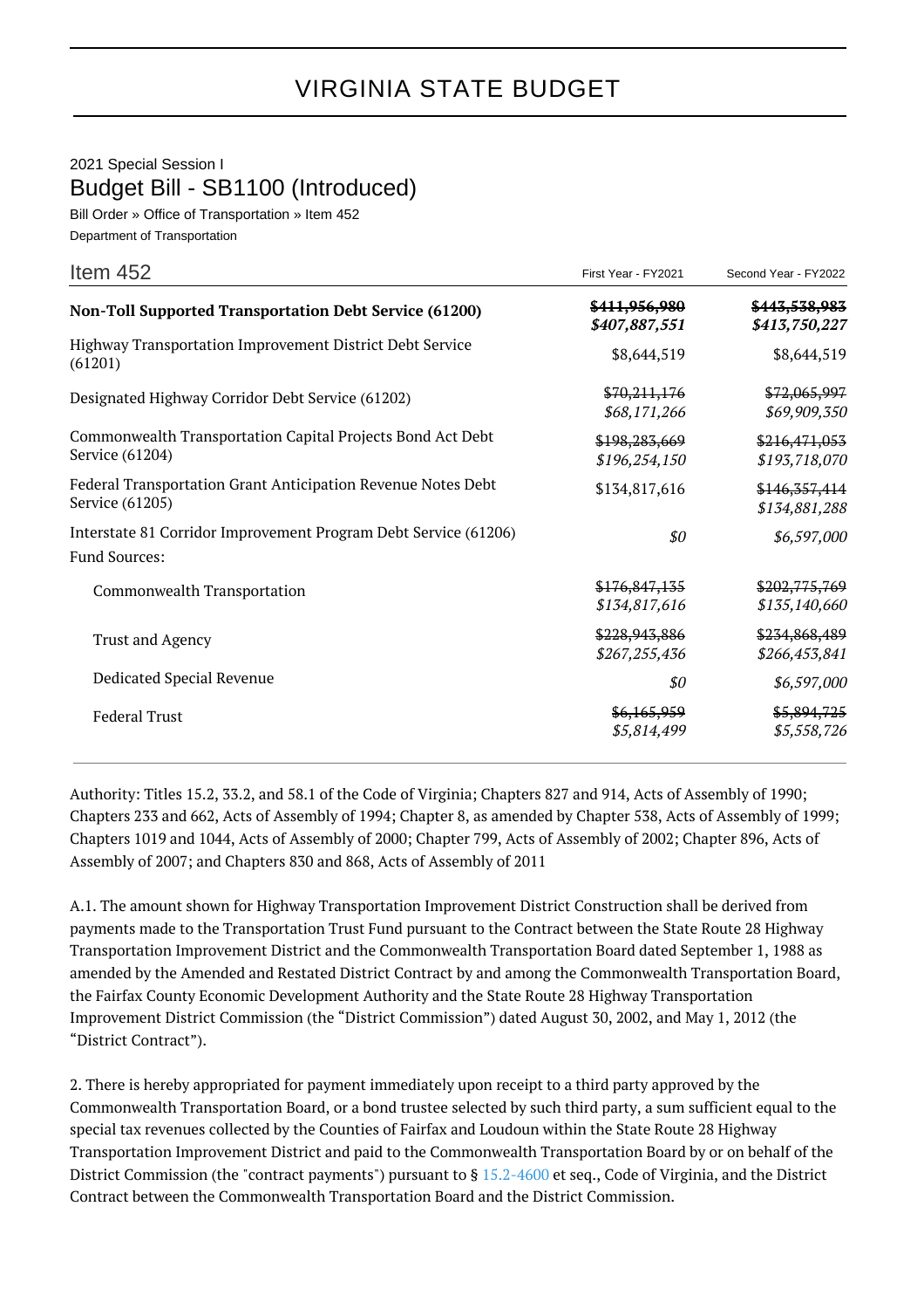# VIRGINIA STATE BUDGET

2021 Special Session I

## Budget Bill - SB1100 (Introduced)

Bill Order » Office of Transportation » Item 452

Department of Transportation

| Item 452 | First Year - FY2021 | Second Year - FY2022 |
|---|---|---|
| **Non-Toll Supported Transportation Debt Service (61200)** | ~~$411,956,980~~ *$407,887,551* | ~~$443,538,983~~ *$413,750,227* |
| Highway Transportation Improvement District Debt Service (61201) | $8,644,519 | $8,644,519 |
| Designated Highway Corridor Debt Service (61202) | ~~$70,211,176~~ *$68,171,266* | ~~$72,065,997~~ *$69,909,350* |
| Commonwealth Transportation Capital Projects Bond Act Debt Service (61204) | ~~$198,283,669~~ *$196,254,150* | ~~$216,471,053~~ *$193,718,070* |
| Federal Transportation Grant Anticipation Revenue Notes Debt Service (61205) | $134,817,616 | ~~$146,357,414~~ *$134,881,288* |
| Interstate 81 Corridor Improvement Program Debt Service (61206) | *$0* | *$6,597,000* |
| Fund Sources: | | |
| Commonwealth Transportation | ~~$176,847,135~~ *$134,817,616* | ~~$202,775,769~~ *$135,140,660* |
| Trust and Agency | ~~$228,943,886~~ *$267,255,436* | ~~$234,868,489~~ *$266,453,841* |
| Dedicated Special Revenue | *$0* | *$6,597,000* |
| Federal Trust | ~~$6,165,959~~ *$5,814,499* | ~~$5,894,725~~ *$5,558,726* |

Authority: Titles 15.2, 33.2, and 58.1 of the Code of Virginia; Chapters 827 and 914, Acts of Assembly of 1990; Chapters 233 and 662, Acts of Assembly of 1994; Chapter 8, as amended by Chapter 538, Acts of Assembly of 1999; Chapters 1019 and 1044, Acts of Assembly of 2000; Chapter 799, Acts of Assembly of 2002; Chapter 896, Acts of Assembly of 2007; and Chapters 830 and 868, Acts of Assembly of 2011

A.1. The amount shown for Highway Transportation Improvement District Construction shall be derived from payments made to the Transportation Trust Fund pursuant to the Contract between the State Route 28 Highway Transportation Improvement District and the Commonwealth Transportation Board dated September 1, 1988 as amended by the Amended and Restated District Contract by and among the Commonwealth Transportation Board, the Fairfax County Economic Development Authority and the State Route 28 Highway Transportation Improvement District Commission (the "District Commission") dated August 30, 2002, and May 1, 2012 (the "District Contract").

2. There is hereby appropriated for payment immediately upon receipt to a third party approved by the Commonwealth Transportation Board, or a bond trustee selected by such third party, a sum sufficient equal to the special tax revenues collected by the Counties of Fairfax and Loudoun within the State Route 28 Highway Transportation Improvement District and paid to the Commonwealth Transportation Board by or on behalf of the District Commission (the "contract payments") pursuant to § 15.2-4600 et seq., Code of Virginia, and the District Contract between the Commonwealth Transportation Board and the District Commission.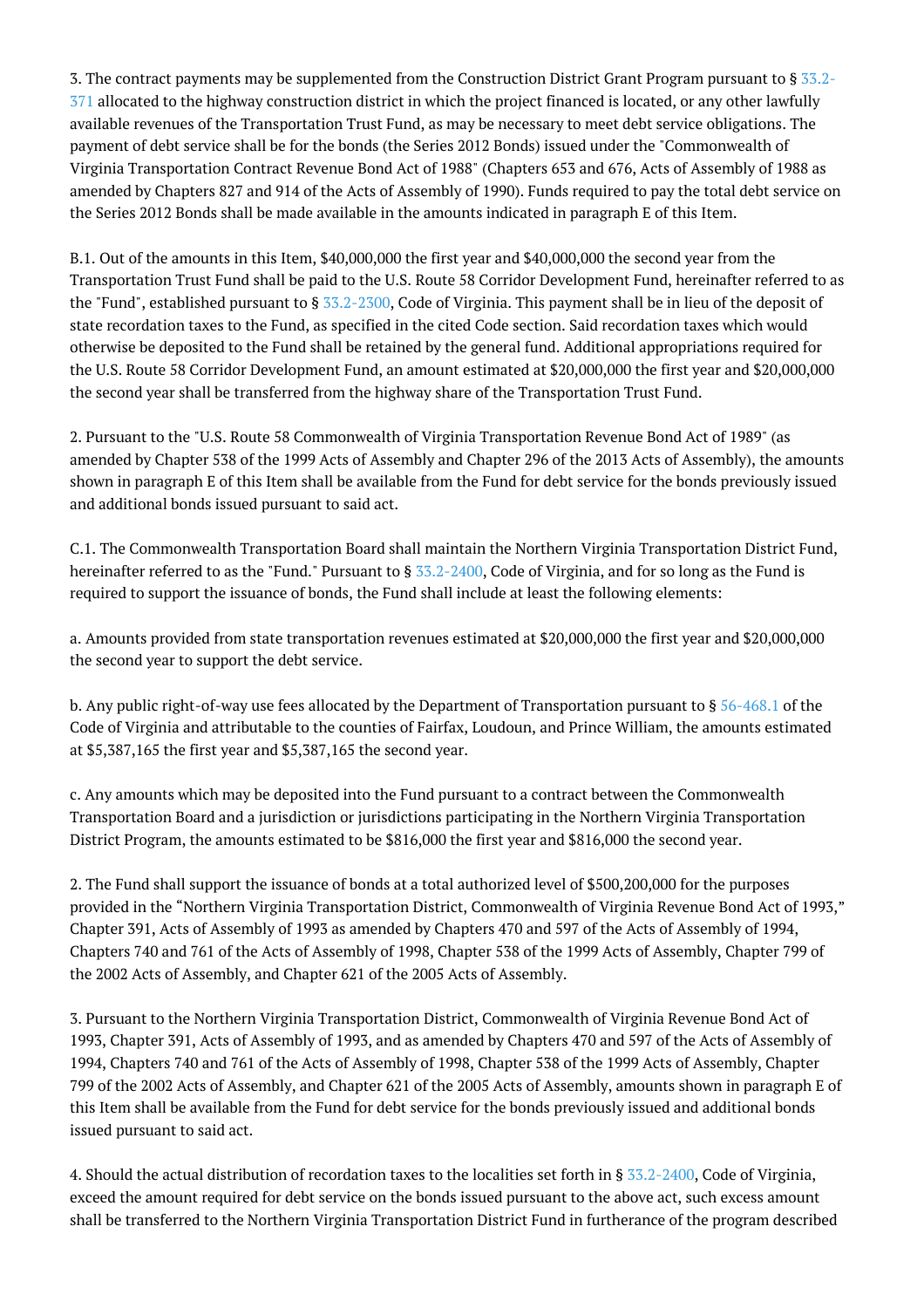3. The contract payments may be supplemented from the Construction District Grant Program pursuant to § 33.2-371 allocated to the highway construction district in which the project financed is located, or any other lawfully available revenues of the Transportation Trust Fund, as may be necessary to meet debt service obligations. The payment of debt service shall be for the bonds (the Series 2012 Bonds) issued under the "Commonwealth of Virginia Transportation Contract Revenue Bond Act of 1988" (Chapters 653 and 676, Acts of Assembly of 1988 as amended by Chapters 827 and 914 of the Acts of Assembly of 1990). Funds required to pay the total debt service on the Series 2012 Bonds shall be made available in the amounts indicated in paragraph E of this Item.

B.1. Out of the amounts in this Item, $40,000,000 the first year and $40,000,000 the second year from the Transportation Trust Fund shall be paid to the U.S. Route 58 Corridor Development Fund, hereinafter referred to as the "Fund", established pursuant to § 33.2-2300, Code of Virginia. This payment shall be in lieu of the deposit of state recordation taxes to the Fund, as specified in the cited Code section. Said recordation taxes which would otherwise be deposited to the Fund shall be retained by the general fund. Additional appropriations required for the U.S. Route 58 Corridor Development Fund, an amount estimated at $20,000,000 the first year and $20,000,000 the second year shall be transferred from the highway share of the Transportation Trust Fund.

2. Pursuant to the "U.S. Route 58 Commonwealth of Virginia Transportation Revenue Bond Act of 1989" (as amended by Chapter 538 of the 1999 Acts of Assembly and Chapter 296 of the 2013 Acts of Assembly), the amounts shown in paragraph E of this Item shall be available from the Fund for debt service for the bonds previously issued and additional bonds issued pursuant to said act.

C.1. The Commonwealth Transportation Board shall maintain the Northern Virginia Transportation District Fund, hereinafter referred to as the "Fund." Pursuant to § 33.2-2400, Code of Virginia, and for so long as the Fund is required to support the issuance of bonds, the Fund shall include at least the following elements:

a. Amounts provided from state transportation revenues estimated at $20,000,000 the first year and $20,000,000 the second year to support the debt service.

b. Any public right-of-way use fees allocated by the Department of Transportation pursuant to § 56-468.1 of the Code of Virginia and attributable to the counties of Fairfax, Loudoun, and Prince William, the amounts estimated at $5,387,165 the first year and $5,387,165 the second year.

c. Any amounts which may be deposited into the Fund pursuant to a contract between the Commonwealth Transportation Board and a jurisdiction or jurisdictions participating in the Northern Virginia Transportation District Program, the amounts estimated to be $816,000 the first year and $816,000 the second year.

2. The Fund shall support the issuance of bonds at a total authorized level of $500,200,000 for the purposes provided in the “Northern Virginia Transportation District, Commonwealth of Virginia Revenue Bond Act of 1993,” Chapter 391, Acts of Assembly of 1993 as amended by Chapters 470 and 597 of the Acts of Assembly of 1994, Chapters 740 and 761 of the Acts of Assembly of 1998, Chapter 538 of the 1999 Acts of Assembly, Chapter 799 of the 2002 Acts of Assembly, and Chapter 621 of the 2005 Acts of Assembly.

3. Pursuant to the Northern Virginia Transportation District, Commonwealth of Virginia Revenue Bond Act of 1993, Chapter 391, Acts of Assembly of 1993, and as amended by Chapters 470 and 597 of the Acts of Assembly of 1994, Chapters 740 and 761 of the Acts of Assembly of 1998, Chapter 538 of the 1999 Acts of Assembly, Chapter 799 of the 2002 Acts of Assembly, and Chapter 621 of the 2005 Acts of Assembly, amounts shown in paragraph E of this Item shall be available from the Fund for debt service for the bonds previously issued and additional bonds issued pursuant to said act.

4. Should the actual distribution of recordation taxes to the localities set forth in § 33.2-2400, Code of Virginia, exceed the amount required for debt service on the bonds issued pursuant to the above act, such excess amount shall be transferred to the Northern Virginia Transportation District Fund in furtherance of the program described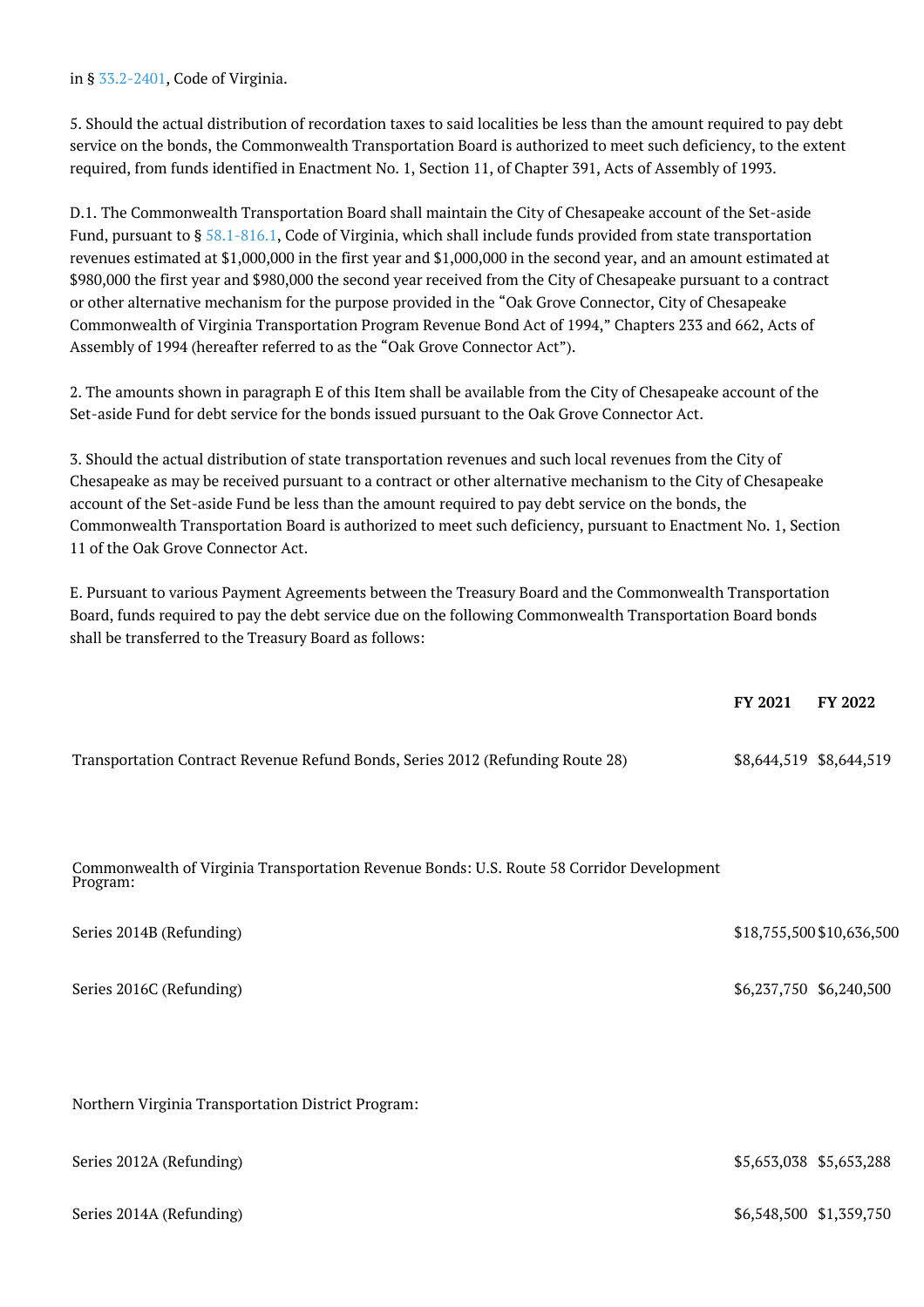in § 33.2-2401, Code of Virginia.

5. Should the actual distribution of recordation taxes to said localities be less than the amount required to pay debt service on the bonds, the Commonwealth Transportation Board is authorized to meet such deficiency, to the extent required, from funds identified in Enactment No. 1, Section 11, of Chapter 391, Acts of Assembly of 1993.

D.1. The Commonwealth Transportation Board shall maintain the City of Chesapeake account of the Set-aside Fund, pursuant to § 58.1-816.1, Code of Virginia, which shall include funds provided from state transportation revenues estimated at $1,000,000 in the first year and $1,000,000 in the second year, and an amount estimated at $980,000 the first year and $980,000 the second year received from the City of Chesapeake pursuant to a contract or other alternative mechanism for the purpose provided in the "Oak Grove Connector, City of Chesapeake Commonwealth of Virginia Transportation Program Revenue Bond Act of 1994," Chapters 233 and 662, Acts of Assembly of 1994 (hereafter referred to as the "Oak Grove Connector Act").

2. The amounts shown in paragraph E of this Item shall be available from the City of Chesapeake account of the Set-aside Fund for debt service for the bonds issued pursuant to the Oak Grove Connector Act.

3. Should the actual distribution of state transportation revenues and such local revenues from the City of Chesapeake as may be received pursuant to a contract or other alternative mechanism to the City of Chesapeake account of the Set-aside Fund be less than the amount required to pay debt service on the bonds, the Commonwealth Transportation Board is authorized to meet such deficiency, pursuant to Enactment No. 1, Section 11 of the Oak Grove Connector Act.

E. Pursuant to various Payment Agreements between the Treasury Board and the Commonwealth Transportation Board, funds required to pay the debt service due on the following Commonwealth Transportation Board bonds shall be transferred to the Treasury Board as follows:

| | **FY 2021** | **FY 2022** |
|---|---|---|
| Transportation Contract Revenue Refund Bonds, Series 2012 (Refunding Route 28) | $8,644,519 | $8,644,519 |
| Commonwealth of Virginia Transportation Revenue Bonds: U.S. Route 58 Corridor Development Program: | | |
| Series 2014B (Refunding) | $18,755,500 | $10,636,500 |
| Series 2016C (Refunding) | $6,237,750 | $6,240,500 |
| Northern Virginia Transportation District Program: | | |
| Series 2012A (Refunding) | $5,653,038 | $5,653,288 |
| Series 2014A (Refunding) | $6,548,500 | $1,359,750 |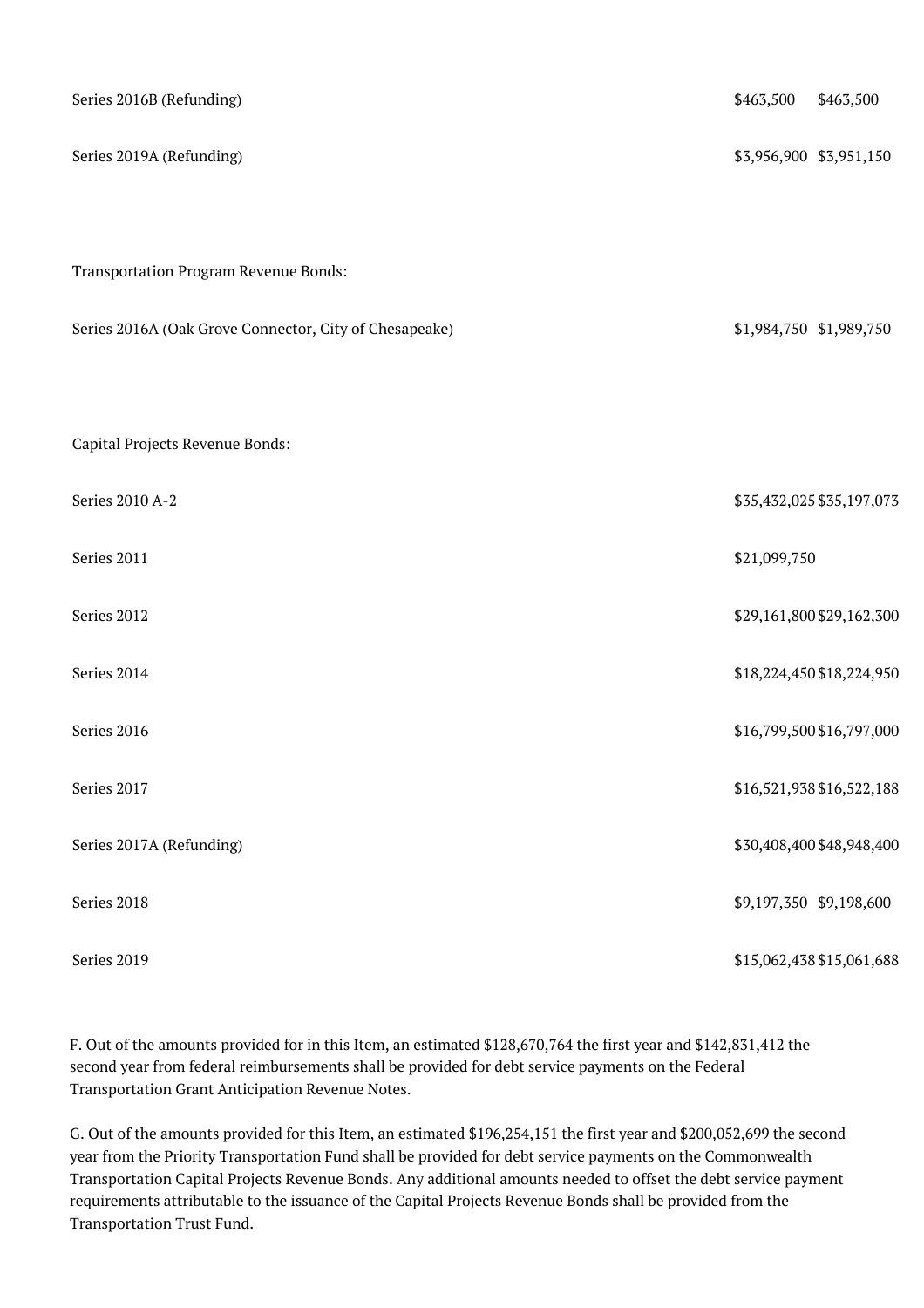| | | |
|---|---|---|
| Series 2016B (Refunding) | $463,500 | $463,500 |
| Series 2019A (Refunding) | $3,956,900 | $3,951,150 |
| | | |
| Transportation Program Revenue Bonds: | | |
| Series 2016A (Oak Grove Connector, City of Chesapeake) | $1,984,750 | $1,989,750 |
| | | |
| Capital Projects Revenue Bonds: | | |
| Series 2010 A-2 | $35,432,025 | $35,197,073 |
| Series 2011 | $21,099,750 | |
| Series 2012 | $29,161,800 | $29,162,300 |
| Series 2014 | $18,224,450 | $18,224,950 |
| Series 2016 | $16,799,500 | $16,797,000 |
| Series 2017 | $16,521,938 | $16,522,188 |
| Series 2017A (Refunding) | $30,408,400 | $48,948,400 |
| Series 2018 | $9,197,350 | $9,198,600 |
| Series 2019 | $15,062,438 | $15,061,688 |

F. Out of the amounts provided for in this Item, an estimated $128,670,764 the first year and $142,831,412 the second year from federal reimbursements shall be provided for debt service payments on the Federal Transportation Grant Anticipation Revenue Notes.

G. Out of the amounts provided for this Item, an estimated $196,254,151 the first year and $200,052,699 the second year from the Priority Transportation Fund shall be provided for debt service payments on the Commonwealth Transportation Capital Projects Revenue Bonds. Any additional amounts needed to offset the debt service payment requirements attributable to the issuance of the Capital Projects Revenue Bonds shall be provided from the Transportation Trust Fund.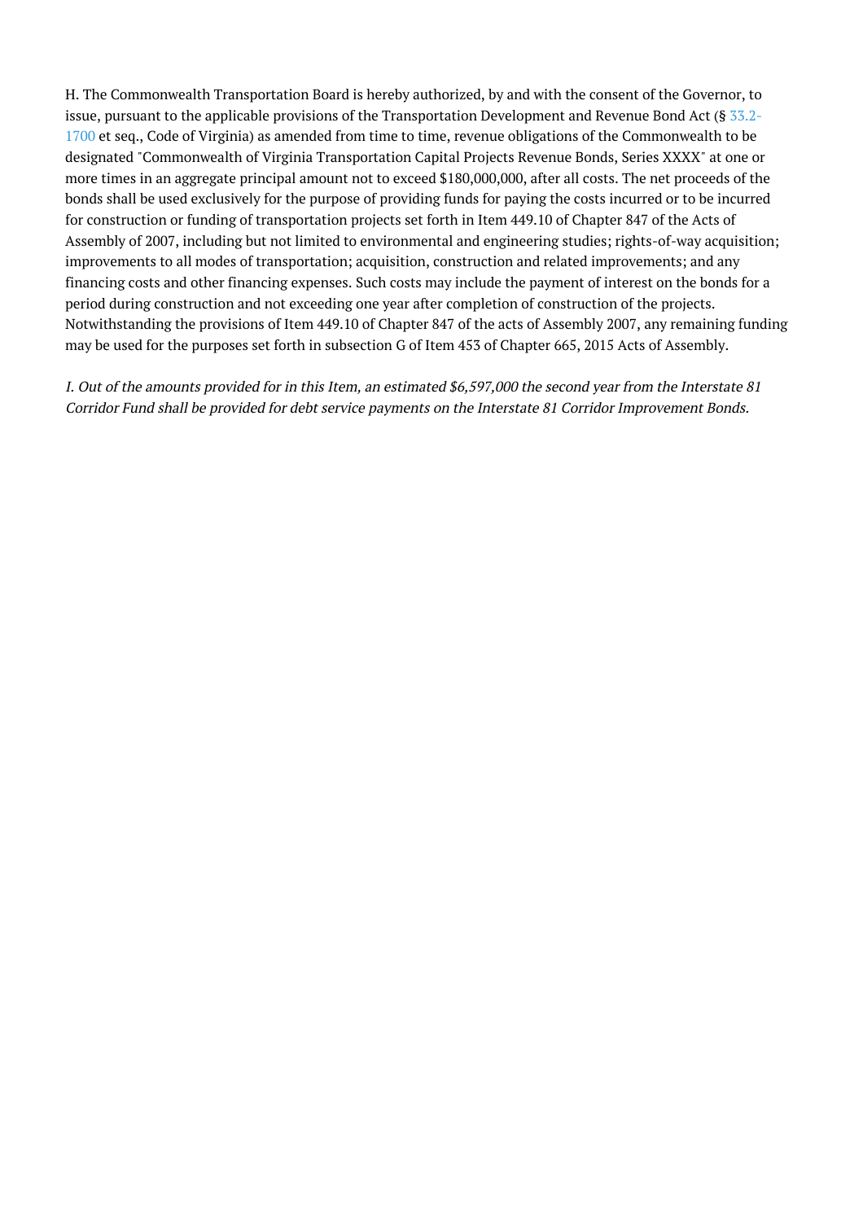H. The Commonwealth Transportation Board is hereby authorized, by and with the consent of the Governor, to issue, pursuant to the applicable provisions of the Transportation Development and Revenue Bond Act (§ 33.2-1700 et seq., Code of Virginia) as amended from time to time, revenue obligations of the Commonwealth to be designated "Commonwealth of Virginia Transportation Capital Projects Revenue Bonds, Series XXXX" at one or more times in an aggregate principal amount not to exceed $180,000,000, after all costs. The net proceeds of the bonds shall be used exclusively for the purpose of providing funds for paying the costs incurred or to be incurred for construction or funding of transportation projects set forth in Item 449.10 of Chapter 847 of the Acts of Assembly of 2007, including but not limited to environmental and engineering studies; rights-of-way acquisition; improvements to all modes of transportation; acquisition, construction and related improvements; and any financing costs and other financing expenses. Such costs may include the payment of interest on the bonds for a period during construction and not exceeding one year after completion of construction of the projects. Notwithstanding the provisions of Item 449.10 of Chapter 847 of the acts of Assembly 2007, any remaining funding may be used for the purposes set forth in subsection G of Item 453 of Chapter 665, 2015 Acts of Assembly.

*I. Out of the amounts provided for in this Item, an estimated $6,597,000 the second year from the Interstate 81 Corridor Fund shall be provided for debt service payments on the Interstate 81 Corridor Improvement Bonds.*